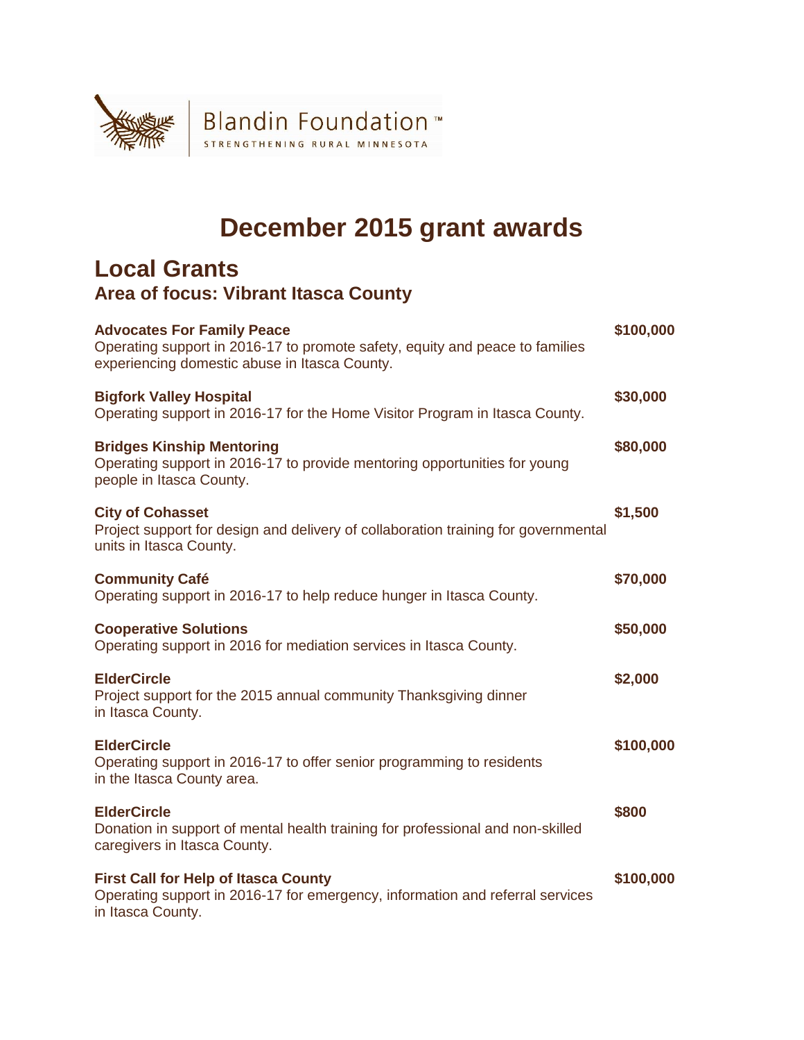Blandin Foundation™
STRENGTHENING RURAL MINNESOTA

# December 2015 grant awards

## Local Grants

### Area of focus: Vibrant Itasca County

**Advocates For Family Peace** — **$100,000**
Operating support in 2016-17 to promote safety, equity and peace to families experiencing domestic abuse in Itasca County.

**Bigfork Valley Hospital** — **$30,000**
Operating support in 2016-17 for the Home Visitor Program in Itasca County.

**Bridges Kinship Mentoring** — **$80,000**
Operating support in 2016-17 to provide mentoring opportunities for young people in Itasca County.

**City of Cohasset** — **$1,500**
Project support for design and delivery of collaboration training for governmental units in Itasca County.

**Community Café** — **$70,000**
Operating support in 2016-17 to help reduce hunger in Itasca County.

**Cooperative Solutions** — **$50,000**
Operating support in 2016 for mediation services in Itasca County.

**ElderCircle** — **$2,000**
Project support for the 2015 annual community Thanksgiving dinner in Itasca County.

**ElderCircle** — **$100,000**
Operating support in 2016-17 to offer senior programming to residents in the Itasca County area.

**ElderCircle** — **$800**
Donation in support of mental health training for professional and non-skilled caregivers in Itasca County.

**First Call for Help of Itasca County** — **$100,000**
Operating support in 2016-17 for emergency, information and referral services in Itasca County.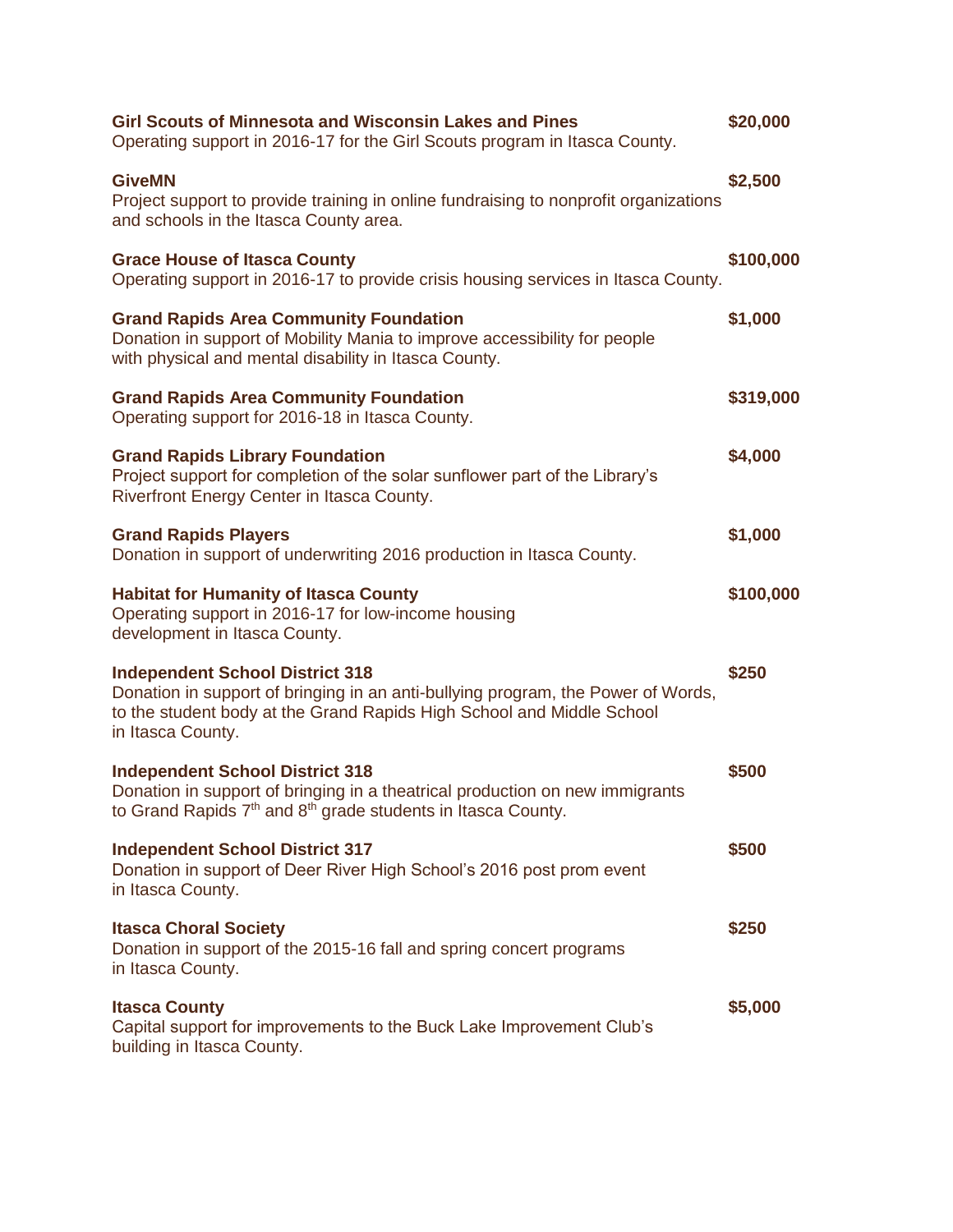**Girl Scouts of Minnesota and Wisconsin Lakes and Pines** **$20,000**
Operating support in 2016-17 for the Girl Scouts program in Itasca County.

**GiveMN** **$2,500**
Project support to provide training in online fundraising to nonprofit organizations and schools in the Itasca County area.

**Grace House of Itasca County** **$100,000**
Operating support in 2016-17 to provide crisis housing services in Itasca County.

**Grand Rapids Area Community Foundation** **$1,000**
Donation in support of Mobility Mania to improve accessibility for people with physical and mental disability in Itasca County.

**Grand Rapids Area Community Foundation** **$319,000**
Operating support for 2016-18 in Itasca County.

**Grand Rapids Library Foundation** **$4,000**
Project support for completion of the solar sunflower part of the Library's Riverfront Energy Center in Itasca County.

**Grand Rapids Players** **$1,000**
Donation in support of underwriting 2016 production in Itasca County.

**Habitat for Humanity of Itasca County** **$100,000**
Operating support in 2016-17 for low-income housing development in Itasca County.

**Independent School District 318** **$250**
Donation in support of bringing in an anti-bullying program, the Power of Words, to the student body at the Grand Rapids High School and Middle School in Itasca County.

**Independent School District 318** **$500**
Donation in support of bringing in a theatrical production on new immigrants to Grand Rapids 7th and 8th grade students in Itasca County.

**Independent School District 317** **$500**
Donation in support of Deer River High School's 2016 post prom event in Itasca County.

**Itasca Choral Society** **$250**
Donation in support of the 2015-16 fall and spring concert programs in Itasca County.

**Itasca County** **$5,000**
Capital support for improvements to the Buck Lake Improvement Club's building in Itasca County.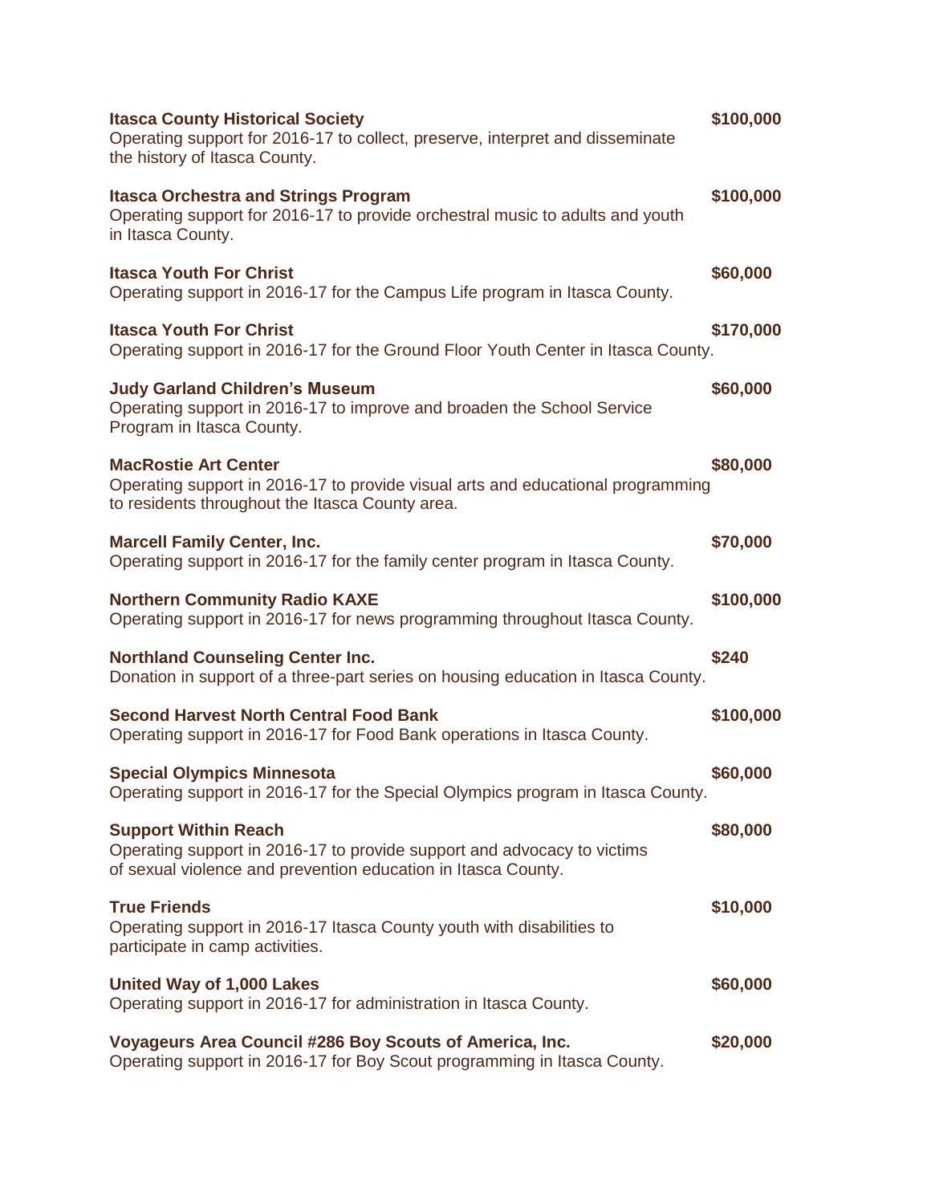**Itasca County Historical Society** $100,000
Operating support for 2016-17 to collect, preserve, interpret and disseminate the history of Itasca County.

**Itasca Orchestra and Strings Program** $100,000
Operating support for 2016-17 to provide orchestral music to adults and youth in Itasca County.

**Itasca Youth For Christ** $60,000
Operating support in 2016-17 for the Campus Life program in Itasca County.

**Itasca Youth For Christ** $170,000
Operating support in 2016-17 for the Ground Floor Youth Center in Itasca County.

**Judy Garland Children's Museum** $60,000
Operating support in 2016-17 to improve and broaden the School Service Program in Itasca County.

**MacRostie Art Center** $80,000
Operating support in 2016-17 to provide visual arts and educational programming to residents throughout the Itasca County area.

**Marcell Family Center, Inc.** $70,000
Operating support in 2016-17 for the family center program in Itasca County.

**Northern Community Radio KAXE** $100,000
Operating support in 2016-17 for news programming throughout Itasca County.

**Northland Counseling Center Inc.** $240
Donation in support of a three-part series on housing education in Itasca County.

**Second Harvest North Central Food Bank** $100,000
Operating support in 2016-17 for Food Bank operations in Itasca County.

**Special Olympics Minnesota** $60,000
Operating support in 2016-17 for the Special Olympics program in Itasca County.

**Support Within Reach** $80,000
Operating support in 2016-17 to provide support and advocacy to victims of sexual violence and prevention education in Itasca County.

**True Friends** $10,000
Operating support in 2016-17 Itasca County youth with disabilities to participate in camp activities.

**United Way of 1,000 Lakes** $60,000
Operating support in 2016-17 for administration in Itasca County.

**Voyageurs Area Council #286 Boy Scouts of America, Inc.** $20,000
Operating support in 2016-17 for Boy Scout programming in Itasca County.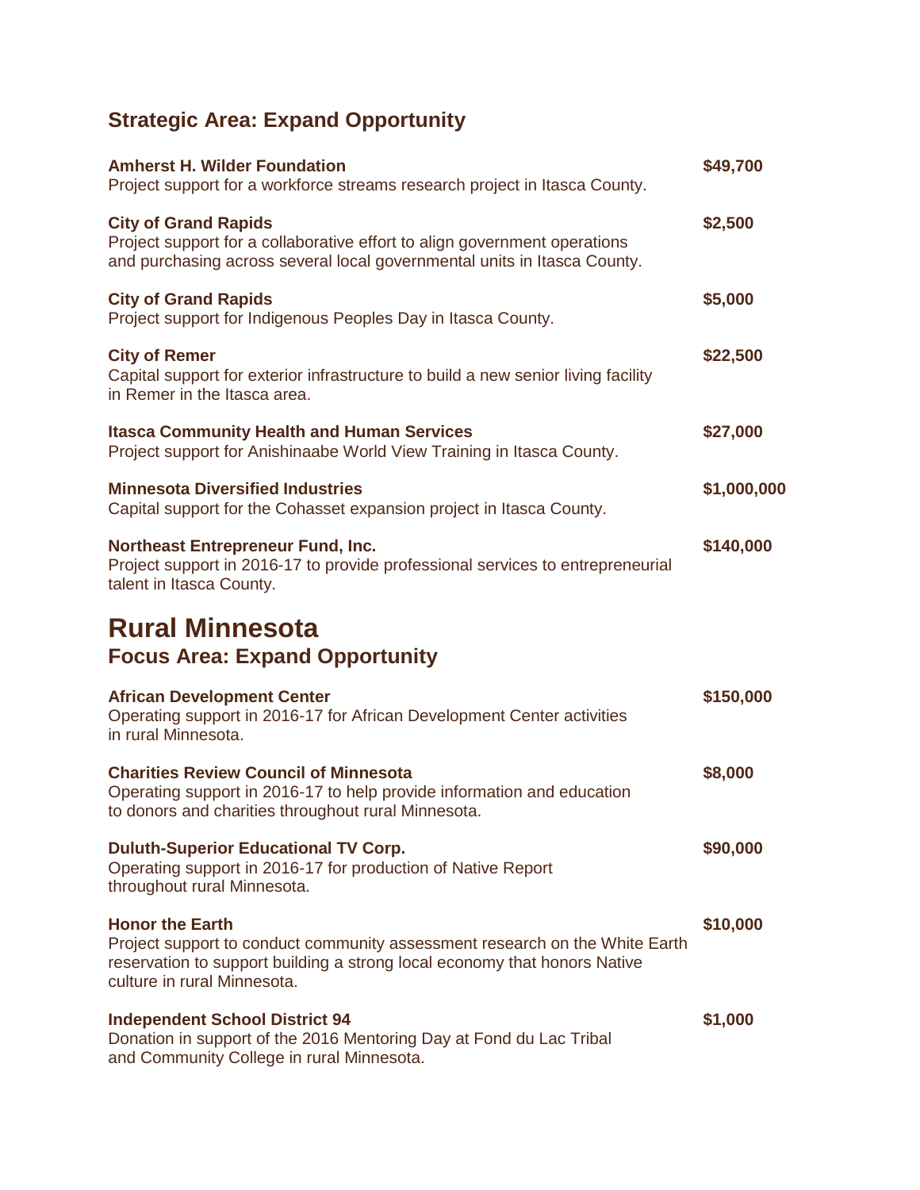### Strategic Area: Expand Opportunity

**Amherst H. Wilder Foundation** — **$49,700**
Project support for a workforce streams research project in Itasca County.

**City of Grand Rapids** — **$2,500**
Project support for a collaborative effort to align government operations and purchasing across several local governmental units in Itasca County.

**City of Grand Rapids** — **$5,000**
Project support for Indigenous Peoples Day in Itasca County.

**City of Remer** — **$22,500**
Capital support for exterior infrastructure to build a new senior living facility in Remer in the Itasca area.

**Itasca Community Health and Human Services** — **$27,000**
Project support for Anishinaabe World View Training in Itasca County.

**Minnesota Diversified Industries** — **$1,000,000**
Capital support for the Cohasset expansion project in Itasca County.

**Northeast Entrepreneur Fund, Inc.** — **$140,000**
Project support in 2016-17 to provide professional services to entrepreneurial talent in Itasca County.

## Rural Minnesota

### Focus Area: Expand Opportunity

**African Development Center** — **$150,000**
Operating support in 2016-17 for African Development Center activities in rural Minnesota.

**Charities Review Council of Minnesota** — **$8,000**
Operating support in 2016-17 to help provide information and education to donors and charities throughout rural Minnesota.

**Duluth-Superior Educational TV Corp.** — **$90,000**
Operating support in 2016-17 for production of Native Report throughout rural Minnesota.

**Honor the Earth** — **$10,000**
Project support to conduct community assessment research on the White Earth reservation to support building a strong local economy that honors Native culture in rural Minnesota.

**Independent School District 94** — **$1,000**
Donation in support of the 2016 Mentoring Day at Fond du Lac Tribal and Community College in rural Minnesota.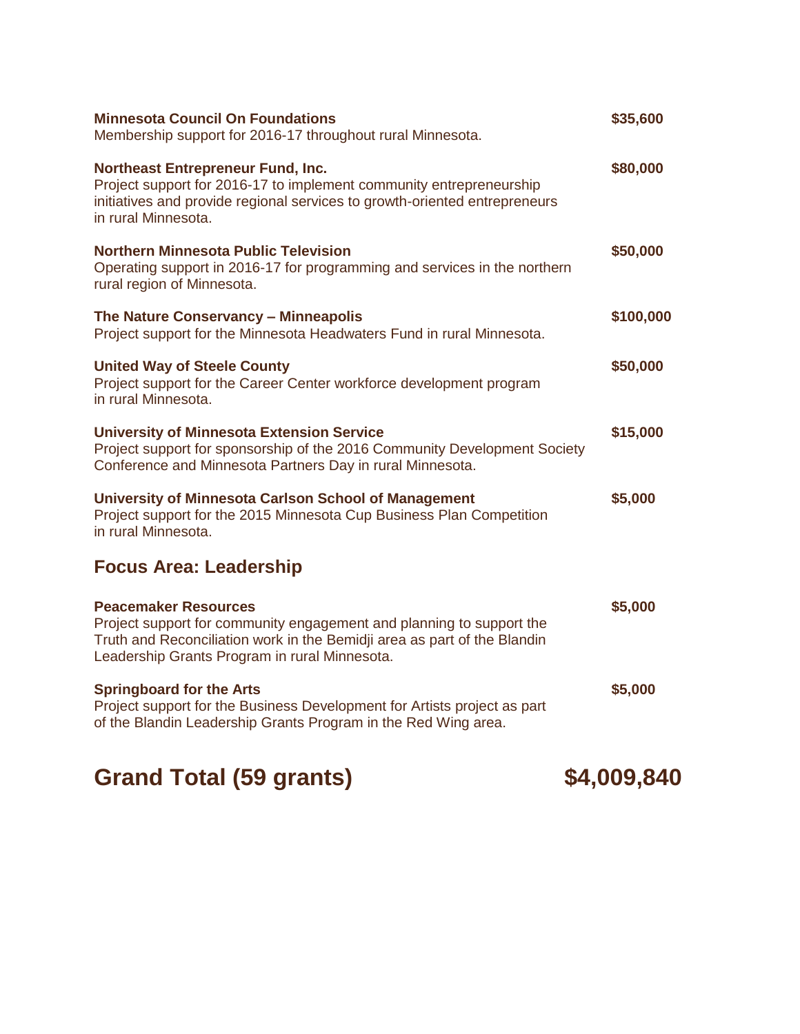**Minnesota Council On Foundations** **$35,600**
Membership support for 2016-17 throughout rural Minnesota.

**Northeast Entrepreneur Fund, Inc.** **$80,000**
Project support for 2016-17 to implement community entrepreneurship initiatives and provide regional services to growth-oriented entrepreneurs in rural Minnesota.

**Northern Minnesota Public Television** **$50,000**
Operating support in 2016-17 for programming and services in the northern rural region of Minnesota.

**The Nature Conservancy – Minneapolis** **$100,000**
Project support for the Minnesota Headwaters Fund in rural Minnesota.

**United Way of Steele County** **$50,000**
Project support for the Career Center workforce development program in rural Minnesota.

**University of Minnesota Extension Service** **$15,000**
Project support for sponsorship of the 2016 Community Development Society Conference and Minnesota Partners Day in rural Minnesota.

**University of Minnesota Carlson School of Management** **$5,000**
Project support for the 2015 Minnesota Cup Business Plan Competition in rural Minnesota.

## Focus Area: Leadership

**Peacemaker Resources** **$5,000**
Project support for community engagement and planning to support the Truth and Reconciliation work in the Bemidji area as part of the Blandin Leadership Grants Program in rural Minnesota.

**Springboard for the Arts** **$5,000**
Project support for the Business Development for Artists project as part of the Blandin Leadership Grants Program in the Red Wing area.

# Grand Total (59 grants) $4,009,840